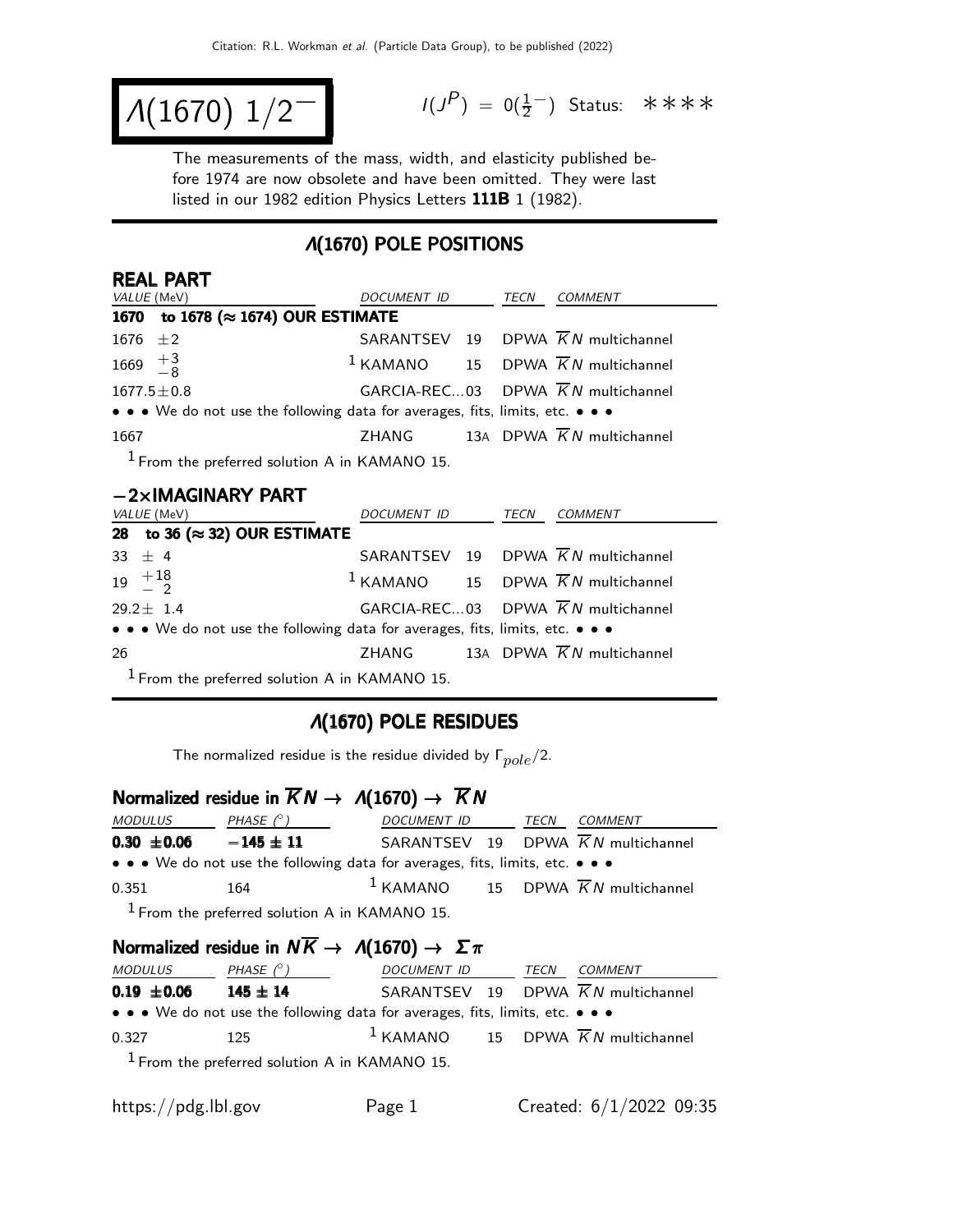# $\Lambda(1670)$ $1/2^-$

$I(J^P) = 0(\frac{1}{2}^-)$ Status: ∗∗∗∗

The measurements of the mass, width, and elasticity published before 1974 are now obsolete and have been omitted. They were last listed in our 1982 edition Physics Letters **111B** 1 (1982).

## $\Lambda(1670)$ POLE POSITIONS

### REAL PART

| VALUE (MeV) | DOCUMENT ID | | TECN | COMMENT |
|---|---|---|---|---|
| **1670 to 1678 (≈ 1674) OUR ESTIMATE** | | | | |
| 1676 ±2 | SARANTSEV | 19 | DPWA | $\overline{K}N$ multichannel |
| $1669\ ^{+3}_{-8}$ | [1] KAMANO | 15 | DPWA | $\overline{K}N$ multichannel |
| 1677.5±0.8 | GARCIA-REC... | 03 | DPWA | $\overline{K}N$ multichannel |
| • • • We do not use the following data for averages, fits, limits, etc. • • • | | | | |
| 1667 | ZHANG | 13A | DPWA | $\overline{K}N$ multichannel |

[1] From the preferred solution A in KAMANO 15.

### −2×IMAGINARY PART

| VALUE (MeV) | DOCUMENT ID | | TECN | COMMENT |
|---|---|---|---|---|
| **28 to 36 (≈ 32) OUR ESTIMATE** | | | | |
| 33 ± 4 | SARANTSEV | 19 | DPWA | $\overline{K}N$ multichannel |
| $19\ ^{+18}_{-\ 2}$ | [1] KAMANO | 15 | DPWA | $\overline{K}N$ multichannel |
| 29.2± 1.4 | GARCIA-REC... | 03 | DPWA | $\overline{K}N$ multichannel |
| • • • We do not use the following data for averages, fits, limits, etc. • • • | | | | |
| 26 | ZHANG | 13A | DPWA | $\overline{K}N$ multichannel |

[1] From the preferred solution A in KAMANO 15.

## $\Lambda(1670)$ POLE RESIDUES

The normalized residue is the residue divided by $\Gamma_{pole}/2$.

### Normalized residue in $\overline{K}N \to \Lambda(1670) \to \overline{K}N$

| MODULUS | PHASE (°) | DOCUMENT ID | | TECN | COMMENT |
|---|---|---|---|---|---|
| **0.30 ±0.06** | **−145 ± 11** | SARANTSEV | 19 | DPWA | $\overline{K}N$ multichannel |
| • • • We do not use the following data for averages, fits, limits, etc. • • • | | | | | |
| 0.351 | 164 | [1] KAMANO | 15 | DPWA | $\overline{K}N$ multichannel |

[1] From the preferred solution A in KAMANO 15.

### Normalized residue in $N\overline{K} \to \Lambda(1670) \to \Sigma\pi$

| MODULUS | PHASE (°) | DOCUMENT ID | | TECN | COMMENT |
|---|---|---|---|---|---|
| **0.19 ±0.06** | **145 ± 14** | SARANTSEV | 19 | DPWA | $\overline{K}N$ multichannel |
| • • • We do not use the following data for averages, fits, limits, etc. • • • | | | | | |
| 0.327 | 125 | [1] KAMANO | 15 | DPWA | $\overline{K}N$ multichannel |

[1] From the preferred solution A in KAMANO 15.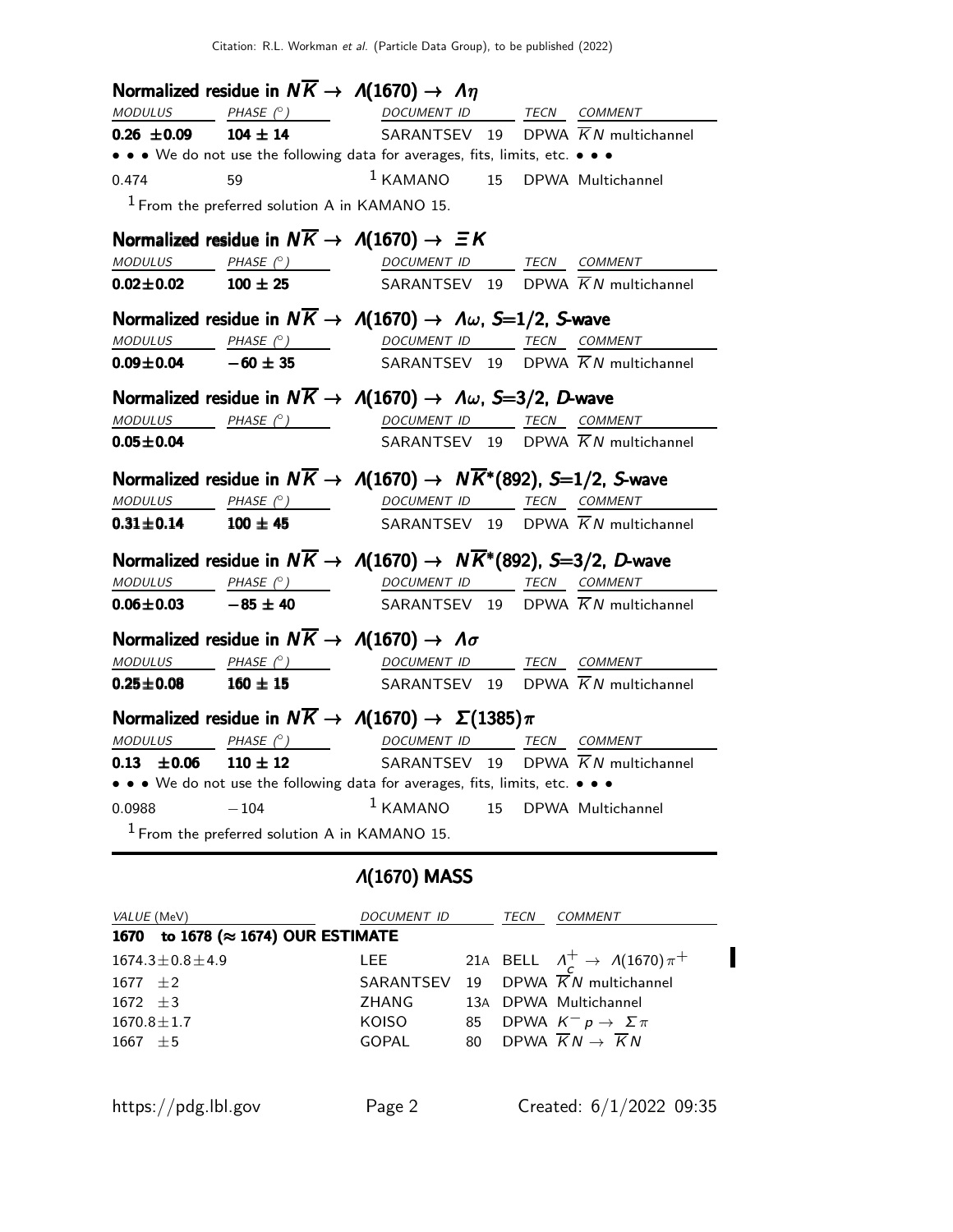### Normalized residue in $N\overline{K} \rightarrow \Lambda(1670) \rightarrow \Lambda\eta$

| MODULUS | PHASE (°) | DOCUMENT ID | TECN | COMMENT |
|---|---|---|---|---|
| **0.26 ±0.09** | **104 ± 14** | SARANTSEV 19 | DPWA | $\overline{K}N$ multichannel |
| • • • We do not use the following data for averages, fits, limits, etc. • • • | | | | |
| 0.474 | 59 | [1] KAMANO 15 | DPWA | Multichannel |

[1] From the preferred solution A in KAMANO 15.

### Normalized residue in $N\overline{K} \rightarrow \Lambda(1670) \rightarrow \Xi K$

| MODULUS | PHASE (°) | DOCUMENT ID | TECN | COMMENT |
|---|---|---|---|---|
| **0.02±0.02** | **100 ± 25** | SARANTSEV 19 | DPWA | $\overline{K}N$ multichannel |

### Normalized residue in $N\overline{K} \rightarrow \Lambda(1670) \rightarrow \Lambda\omega$, $S$=1/2, $S$-wave

| MODULUS | PHASE (°) | DOCUMENT ID | TECN | COMMENT |
|---|---|---|---|---|
| **0.09±0.04** | **−60 ± 35** | SARANTSEV 19 | DPWA | $\overline{K}N$ multichannel |

### Normalized residue in $N\overline{K} \rightarrow \Lambda(1670) \rightarrow \Lambda\omega$, $S$=3/2, $D$-wave

| MODULUS | PHASE (°) | DOCUMENT ID | TECN | COMMENT |
|---|---|---|---|---|
| **0.05±0.04** | | SARANTSEV 19 | DPWA | $\overline{K}N$ multichannel |

### Normalized residue in $N\overline{K} \rightarrow \Lambda(1670) \rightarrow N\overline{K}^*(892)$, $S$=1/2, $S$-wave

| MODULUS | PHASE (°) | DOCUMENT ID | TECN | COMMENT |
|---|---|---|---|---|
| **0.31±0.14** | **100 ± 45** | SARANTSEV 19 | DPWA | $\overline{K}N$ multichannel |

### Normalized residue in $N\overline{K} \rightarrow \Lambda(1670) \rightarrow N\overline{K}^*(892)$, $S$=3/2, $D$-wave

| MODULUS | PHASE (°) | DOCUMENT ID | TECN | COMMENT |
|---|---|---|---|---|
| **0.06±0.03** | **−85 ± 40** | SARANTSEV 19 | DPWA | $\overline{K}N$ multichannel |

### Normalized residue in $N\overline{K} \rightarrow \Lambda(1670) \rightarrow \Lambda\sigma$

| MODULUS | PHASE (°) | DOCUMENT ID | TECN | COMMENT |
|---|---|---|---|---|
| **0.25±0.08** | **160 ± 15** | SARANTSEV 19 | DPWA | $\overline{K}N$ multichannel |

### Normalized residue in $N\overline{K} \rightarrow \Lambda(1670) \rightarrow \Sigma(1385)\pi$

| MODULUS | PHASE (°) | DOCUMENT ID | TECN | COMMENT |
|---|---|---|---|---|
| **0.13 ±0.06** | **110 ± 12** | SARANTSEV 19 | DPWA | $\overline{K}N$ multichannel |
| • • • We do not use the following data for averages, fits, limits, etc. • • • | | | | |
| 0.0988 | −104 | [1] KAMANO 15 | DPWA | Multichannel |

[1] From the preferred solution A in KAMANO 15.

## $\Lambda(1670)$ MASS

| VALUE (MeV) | DOCUMENT ID | TECN | COMMENT |
|---|---|---|---|
| **1670 to 1678 (≈ 1674) OUR ESTIMATE** | | | |
| 1674.3±0.8±4.9 | LEE 21A | BELL | $\Lambda_c^+ \rightarrow \Lambda(1670)\pi^+$ |
| 1677 ±2 | SARANTSEV 19 | DPWA | $\overline{K}N$ multichannel |
| 1672 ±3 | ZHANG 13A | DPWA | Multichannel |
| 1670.8±1.7 | KOISO 85 | DPWA | $K^- p \rightarrow \Sigma\pi$ |
| 1667 ±5 | GOPAL 80 | DPWA | $\overline{K}N \rightarrow \overline{K}N$ |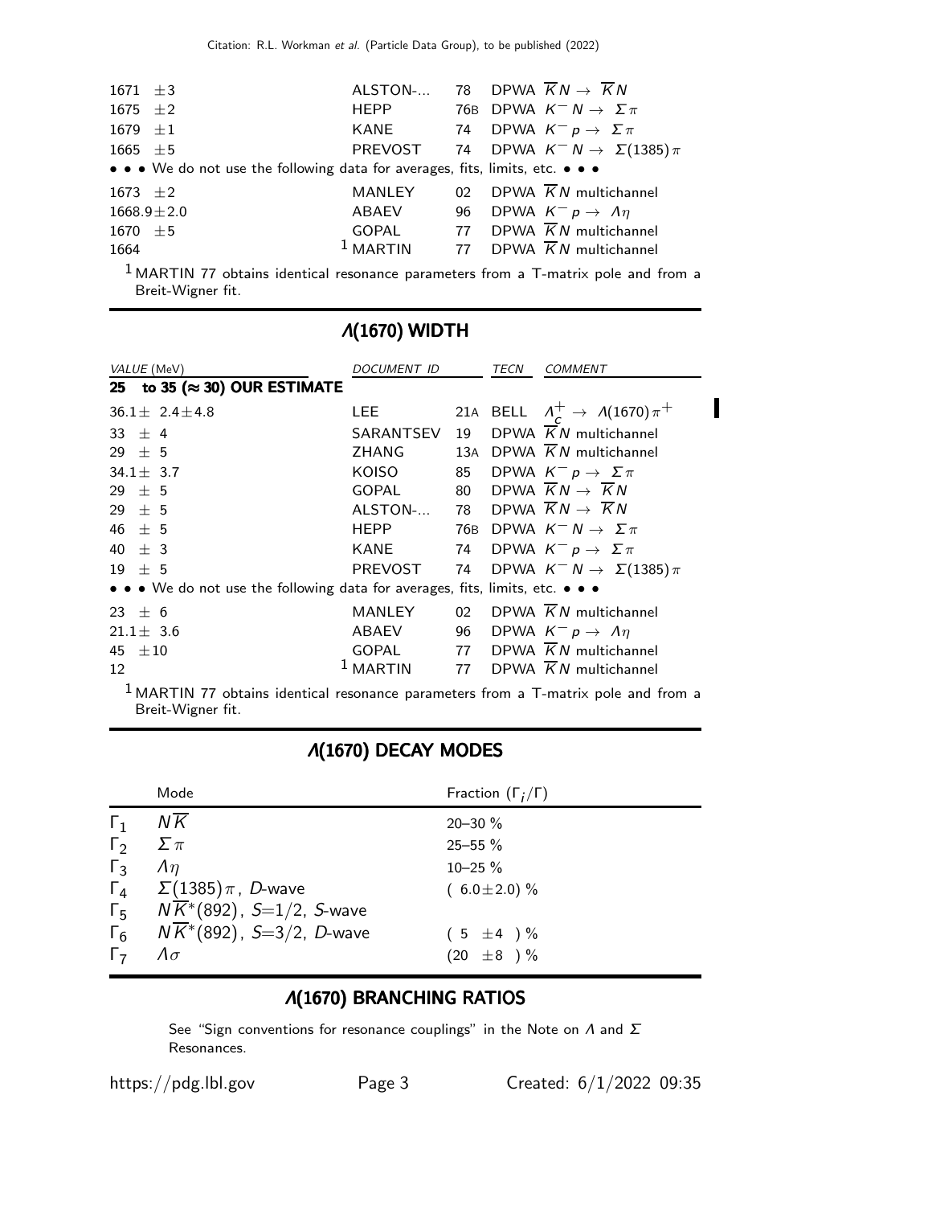| | | | |
|---|---|---|---|
| 1671 ±3 | ALSTON-... | 78 | DPWA $\overline{K}N \to \overline{K}N$ |
| 1675 ±2 | HEPP | 76B | DPWA $K^- N \to \Sigma\pi$ |
| 1679 ±1 | KANE | 74 | DPWA $K^- p \to \Sigma\pi$ |
| 1665 ±5 | PREVOST | 74 | DPWA $K^- N \to \Sigma(1385)\pi$ |
| • • • We do not use the following data for averages, fits, limits, etc. • • • | | | |
| 1673 ±2 | MANLEY | 02 | DPWA $\overline{K}N$ multichannel |
| 1668.9±2.0 | ABAEV | 96 | DPWA $K^- p \to \Lambda\eta$ |
| 1670 ±5 | GOPAL | 77 | DPWA $\overline{K}N$ multichannel |
| 1664 | [1] MARTIN | 77 | DPWA $\overline{K}N$ multichannel |

[1] MARTIN 77 obtains identical resonance parameters from a T-matrix pole and from a Breit-Wigner fit.

## Λ(1670) WIDTH

| *VALUE* (MeV) | *DOCUMENT ID* | | *TECN* | *COMMENT* |
|---|---|---|---|---|
| **25 to 35 (≈ 30) OUR ESTIMATE** | | | | |
| 36.1± 2.4±4.8 | LEE | 21A | BELL | $\Lambda_c^+ \to \Lambda(1670)\pi^+$ |
| 33 ± 4 | SARANTSEV | 19 | DPWA | $\overline{K}N$ multichannel |
| 29 ± 5 | ZHANG | 13A | DPWA | $\overline{K}N$ multichannel |
| 34.1± 3.7 | KOISO | 85 | DPWA | $K^- p \to \Sigma\pi$ |
| 29 ± 5 | GOPAL | 80 | DPWA | $\overline{K}N \to \overline{K}N$ |
| 29 ± 5 | ALSTON-... | 78 | DPWA | $\overline{K}N \to \overline{K}N$ |
| 46 ± 5 | HEPP | 76B | DPWA | $K^- N \to \Sigma\pi$ |
| 40 ± 3 | KANE | 74 | DPWA | $K^- p \to \Sigma\pi$ |
| 19 ± 5 | PREVOST | 74 | DPWA | $K^- N \to \Sigma(1385)\pi$ |
| • • • We do not use the following data for averages, fits, limits, etc. • • • | | | | |
| 23 ± 6 | MANLEY | 02 | DPWA | $\overline{K}N$ multichannel |
| 21.1± 3.6 | ABAEV | 96 | DPWA | $K^- p \to \Lambda\eta$ |
| 45 ±10 | GOPAL | 77 | DPWA | $\overline{K}N$ multichannel |
| 12 | [1] MARTIN | 77 | DPWA | $\overline{K}N$ multichannel |

[1] MARTIN 77 obtains identical resonance parameters from a T-matrix pole and from a Breit-Wigner fit.

## Λ(1670) DECAY MODES

| | Mode | Fraction ($\Gamma_i/\Gamma$) |
|---|---|---|
| $\Gamma_1$ | $N\overline{K}$ | 20–30 % |
| $\Gamma_2$ | $\Sigma\pi$ | 25–55 % |
| $\Gamma_3$ | $\Lambda\eta$ | 10–25 % |
| $\Gamma_4$ | $\Sigma(1385)\pi$, *D*-wave | ( 6.0±2.0) % |
| $\Gamma_5$ | $N\overline{K}^*(892)$, $S$=1/2, *S*-wave | |
| $\Gamma_6$ | $N\overline{K}^*(892)$, $S$=3/2, *D*-wave | ( 5 ±4 ) % |
| $\Gamma_7$ | $\Lambda\sigma$ | (20 ±8 ) % |

## Λ(1670) BRANCHING RATIOS

See "Sign conventions for resonance couplings" in the Note on Λ and Σ Resonances.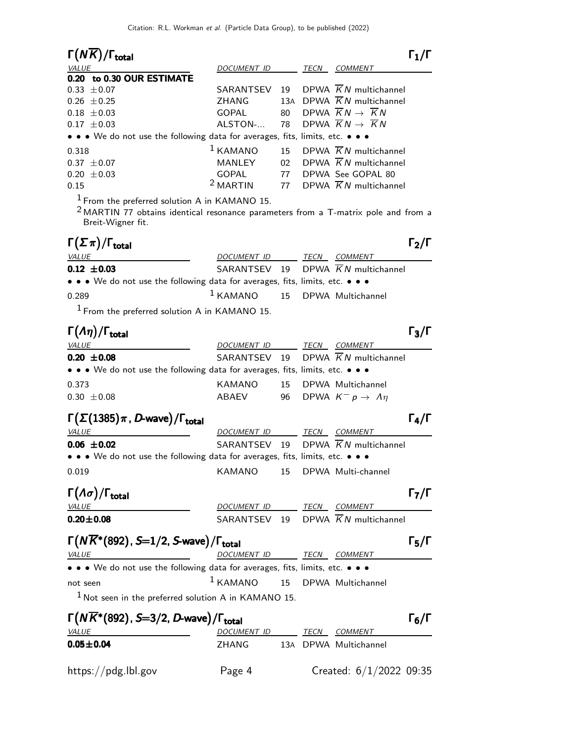### $\Gamma(N\overline{K})/\Gamma_{total}$ $\Gamma_1/\Gamma$

| VALUE | DOCUMENT ID | | TECN | COMMENT |
|---|---|---|---|---|
| **0.20 to 0.30 OUR ESTIMATE** | | | | |
| 0.33 ±0.07 | SARANTSEV | 19 | DPWA | $\overline{K}N$ multichannel |
| 0.26 ±0.25 | ZHANG | 13A | DPWA | $\overline{K}N$ multichannel |
| 0.18 ±0.03 | GOPAL | 80 | DPWA | $\overline{K}N \rightarrow \overline{K}N$ |
| 0.17 ±0.03 | ALSTON-... | 78 | DPWA | $\overline{K}N \rightarrow \overline{K}N$ |
| • • • We do not use the following data for averages, fits, limits, etc. • • • | | | | |
| 0.318 | [1] KAMANO | 15 | DPWA | $\overline{K}N$ multichannel |
| 0.37 ±0.07 | MANLEY | 02 | DPWA | $\overline{K}N$ multichannel |
| 0.20 ±0.03 | GOPAL | 77 | DPWA | See GOPAL 80 |
| 0.15 | [2] MARTIN | 77 | DPWA | $\overline{K}N$ multichannel |

[1] From the preferred solution A in KAMANO 15.

[2] MARTIN 77 obtains identical resonance parameters from a T-matrix pole and from a Breit-Wigner fit.

### $\Gamma(\Sigma\pi)/\Gamma_{total}$ $\Gamma_2/\Gamma$

| VALUE | DOCUMENT ID | | TECN | COMMENT |
|---|---|---|---|---|
| **0.12 ±0.03** | SARANTSEV | 19 | DPWA | $\overline{K}N$ multichannel |
| • • • We do not use the following data for averages, fits, limits, etc. • • • | | | | |
| 0.289 | [1] KAMANO | 15 | DPWA | Multichannel |

[1] From the preferred solution A in KAMANO 15.

### $\Gamma(\Lambda\eta)/\Gamma_{total}$ $\Gamma_3/\Gamma$

| VALUE | DOCUMENT ID | | TECN | COMMENT |
|---|---|---|---|---|
| **0.20 ±0.08** | SARANTSEV | 19 | DPWA | $\overline{K}N$ multichannel |
| • • • We do not use the following data for averages, fits, limits, etc. • • • | | | | |
| 0.373 | KAMANO | 15 | DPWA | Multichannel |
| 0.30 ±0.08 | ABAEV | 96 | DPWA | $K^- p \rightarrow \Lambda\eta$ |

### $\Gamma(\Sigma(1385)\pi\text{, }D\text{-wave})/\Gamma_{total}$ $\Gamma_4/\Gamma$

| VALUE | DOCUMENT ID | | TECN | COMMENT |
|---|---|---|---|---|
| **0.06 ±0.02** | SARANTSEV | 19 | DPWA | $\overline{K}N$ multichannel |
| • • • We do not use the following data for averages, fits, limits, etc. • • • | | | | |
| 0.019 | KAMANO | 15 | DPWA | Multi-channel |

### $\Gamma(\Lambda\sigma)/\Gamma_{total}$ $\Gamma_7/\Gamma$

| VALUE | DOCUMENT ID | | TECN | COMMENT |
|---|---|---|---|---|
| **0.20±0.08** | SARANTSEV | 19 | DPWA | $\overline{K}N$ multichannel |

### $\Gamma(N\overline{K}^*(892)\text{, }S\text{=1/2, }S\text{-wave})/\Gamma_{total}$ $\Gamma_5/\Gamma$

| VALUE | DOCUMENT ID | | TECN | COMMENT |
|---|---|---|---|---|
| • • • We do not use the following data for averages, fits, limits, etc. • • • | | | | |
| not seen | [1] KAMANO | 15 | DPWA | Multichannel |

[1] Not seen in the preferred solution A in KAMANO 15.

### $\Gamma(N\overline{K}^*(892)\text{, }S\text{=3/2, }D\text{-wave})/\Gamma_{total}$ $\Gamma_6/\Gamma$

| VALUE | DOCUMENT ID | | TECN | COMMENT |
|---|---|---|---|---|
| **0.05±0.04** | ZHANG | 13A | DPWA | Multichannel |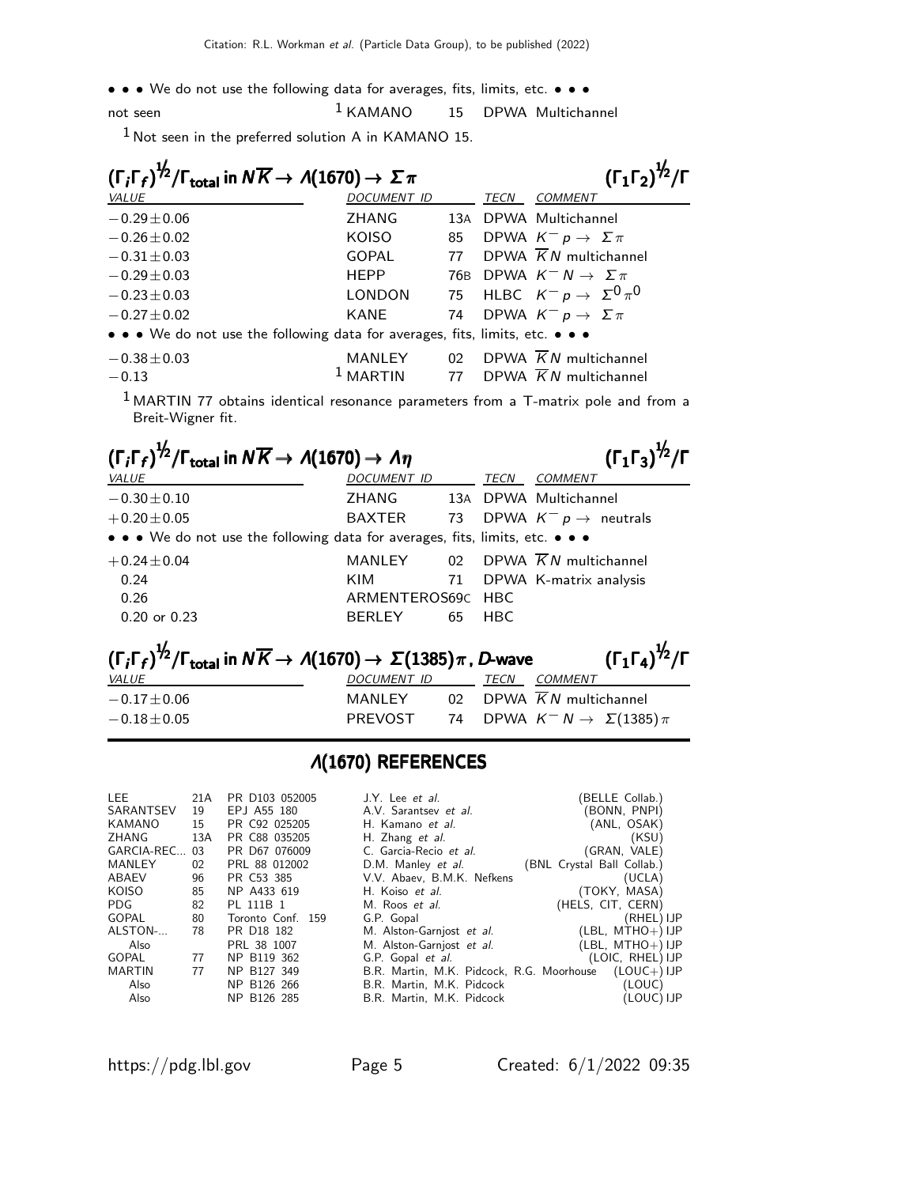• • • We do not use the following data for averages, fits, limits, etc. • • •

| | | | |
|---|---|---|---|
| not seen | [1] KAMANO | 15 | DPWA Multichannel |

[1] Not seen in the preferred solution A in KAMANO 15.

### $(\Gamma_i \Gamma_f)^{½}/\Gamma_{total}$ in $N\overline{K} \to \Lambda(1670) \to \Sigma\pi$ $\qquad (\Gamma_1 \Gamma_2)^{½}/\Gamma$

| VALUE | DOCUMENT ID | | TECN | COMMENT |
|---|---|---|---|---|
| $-0.29\pm0.06$ | ZHANG | 13A | DPWA | Multichannel |
| $-0.26\pm0.02$ | KOISO | 85 | DPWA | $K^- p \to \Sigma\pi$ |
| $-0.31\pm0.03$ | GOPAL | 77 | DPWA | $\overline{K}N$ multichannel |
| $-0.29\pm0.03$ | HEPP | 76B | DPWA | $K^- N \to \Sigma\pi$ |
| $-0.23\pm0.03$ | LONDON | 75 | HLBC | $K^- p \to \Sigma^0 \pi^0$ |
| $-0.27\pm0.02$ | KANE | 74 | DPWA | $K^- p \to \Sigma\pi$ |
| • • • We do not use the following data for averages, fits, limits, etc. • • • | | | | |
| $-0.38\pm0.03$ | MANLEY | 02 | DPWA | $\overline{K}N$ multichannel |
| $-0.13$ | [1] MARTIN | 77 | DPWA | $\overline{K}N$ multichannel |

[1] MARTIN 77 obtains identical resonance parameters from a T-matrix pole and from a Breit-Wigner fit.

### $(\Gamma_i \Gamma_f)^{½}/\Gamma_{total}$ in $N\overline{K} \to \Lambda(1670) \to \Lambda\eta$ $\qquad (\Gamma_1 \Gamma_3)^{½}/\Gamma$

| VALUE | DOCUMENT ID | | TECN | COMMENT |
|---|---|---|---|---|
| $-0.30\pm0.10$ | ZHANG | 13A | DPWA | Multichannel |
| $+0.20\pm0.05$ | BAXTER | 73 | DPWA | $K^- p \to$ neutrals |
| • • • We do not use the following data for averages, fits, limits, etc. • • • | | | | |
| $+0.24\pm0.04$ | MANLEY | 02 | DPWA | $\overline{K}N$ multichannel |
| 0.24 | KIM | 71 | DPWA | K-matrix analysis |
| 0.26 | ARMENTEROS | 69C | HBC | |
| 0.20 or 0.23 | BERLEY | 65 | HBC | |

### $(\Gamma_i \Gamma_f)^{½}/\Gamma_{total}$ in $N\overline{K} \to \Lambda(1670) \to \Sigma(1385)\pi$, *D*-wave $\qquad (\Gamma_1 \Gamma_4)^{½}/\Gamma$

| VALUE | DOCUMENT ID | | TECN | COMMENT |
|---|---|---|---|---|
| $-0.17\pm0.06$ | MANLEY | 02 | DPWA | $\overline{K}N$ multichannel |
| $-0.18\pm0.05$ | PREVOST | 74 | DPWA | $K^- N \to \Sigma(1385)\pi$ |

## Λ(1670) REFERENCES

| | | | | |
|---|---|---|---|---|
| LEE | 21A | PR D103 052005 | J.Y. Lee *et al.* | (BELLE Collab.) |
| SARANTSEV | 19 | EPJ A55 180 | A.V. Sarantsev *et al.* | (BONN, PNPI) |
| KAMANO | 15 | PR C92 025205 | H. Kamano *et al.* | (ANL, OSAK) |
| ZHANG | 13A | PR C88 035205 | H. Zhang *et al.* | (KSU) |
| GARCIA-REC... | 03 | PR D67 076009 | C. Garcia-Recio *et al.* | (GRAN, VALE) |
| MANLEY | 02 | PRL 88 012002 | D.M. Manley *et al.* | (BNL Crystal Ball Collab.) |
| ABAEV | 96 | PR C53 385 | V.V. Abaev, B.M.K. Nefkens | (UCLA) |
| KOISO | 85 | NP A433 619 | H. Koiso *et al.* | (TOKY, MASA) |
| PDG | 82 | PL 111B 1 | M. Roos *et al.* | (HELS, CIT, CERN) |
| GOPAL | 80 | Toronto Conf. 159 | G.P. Gopal | (RHEL) IJP |
| ALSTON-... | 78 | PR D18 182 | M. Alston-Garnjost *et al.* | (LBL, MTHO+) IJP |
| Also | | PRL 38 1007 | M. Alston-Garnjost *et al.* | (LBL, MTHO+) IJP |
| GOPAL | 77 | NP B119 362 | G.P. Gopal *et al.* | (LOIC, RHEL) IJP |
| MARTIN | 77 | NP B127 349 | B.R. Martin, M.K. Pidcock, R.G. Moorhouse | (LOUC+) IJP |
| Also | | NP B126 266 | B.R. Martin, M.K. Pidcock | (LOUC) |
| Also | | NP B126 285 | B.R. Martin, M.K. Pidcock | (LOUC) IJP |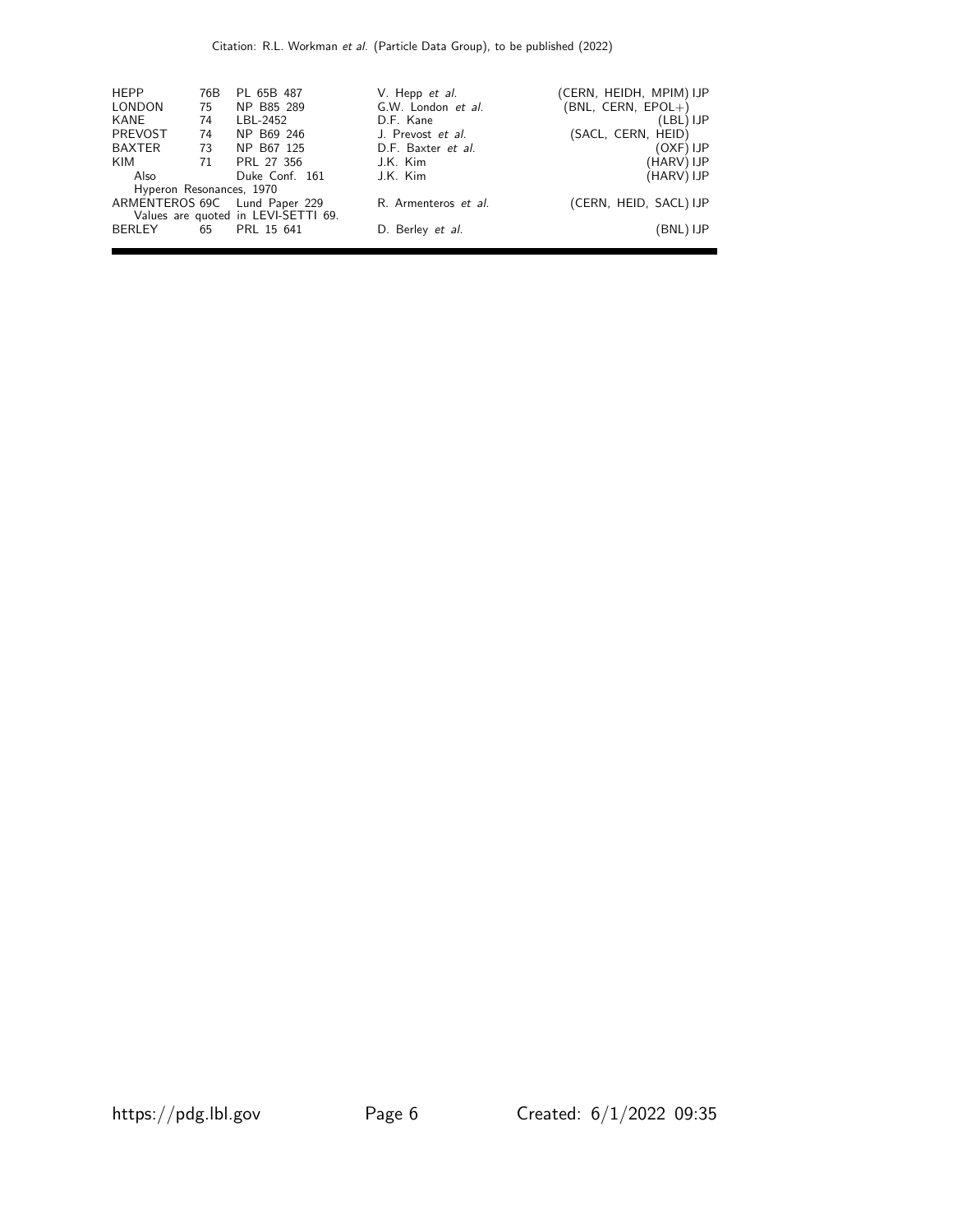| | | | | |
|---|---|---|---|---|
| HEPP | 76B | PL 65B 487 | V. Hepp *et al.* | (CERN, HEIDH, MPIM) IJP |
| LONDON | 75 | NP B85 289 | G.W. London *et al.* | (BNL, CERN, EPOL+) |
| KANE | 74 | LBL-2452 | D.F. Kane | (LBL) IJP |
| PREVOST | 74 | NP B69 246 | J. Prevost *et al.* | (SACL, CERN, HEID) |
| BAXTER | 73 | NP B67 125 | D.F. Baxter *et al.* | (OXF) IJP |
| KIM | 71 | PRL 27 356 | J.K. Kim | (HARV) IJP |
| Also | | Duke Conf. 161 | J.K. Kim | (HARV) IJP |
| Hyperon Resonances, 1970 | | | | |
| ARMENTEROS | 69C | Lund Paper 229 | R. Armenteros *et al.* | (CERN, HEID, SACL) IJP |
| Values are quoted in LEVI-SETTI 69. | | | | |
| BERLEY | 65 | PRL 15 641 | D. Berley *et al.* | (BNL) IJP |